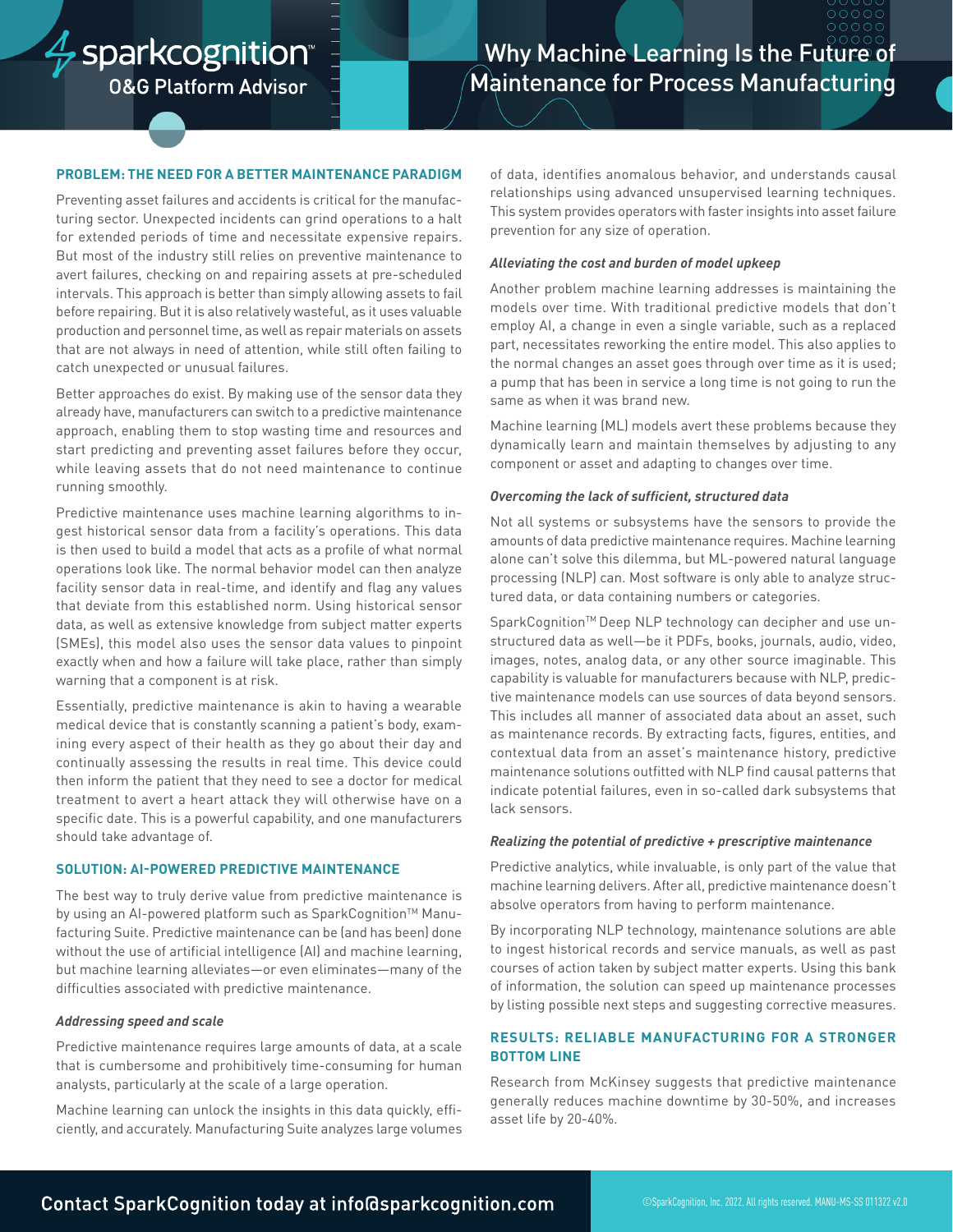# Why Machine Learning Is the Future of Maintenance for Process Manufacturing

sparkcognition™ O&G Platform Advisor

## PROBLEM: THE NEED FOR A BETTER MAINTENANCE PARADIGM

Preventing asset failures and accidents is critical for the manufacturing sector. Unexpected incidents can grind operations to a halt for extended periods of time and necessitate expensive repairs. But most of the industry still relies on preventive maintenance to avert failures, checking on and repairing assets at pre-scheduled intervals. This approach is better than simply allowing assets to fail before repairing. But it is also relatively wasteful, as it uses valuable production and personnel time, as well as repair materials on assets that are not always in need of attention, while still often failing to catch unexpected or unusual failures.

Better approaches do exist. By making use of the sensor data they already have, manufacturers can switch to a predictive maintenance approach, enabling them to stop wasting time and resources and start predicting and preventing asset failures before they occur, while leaving assets that do not need maintenance to continue running smoothly.

Predictive maintenance uses machine learning algorithms to ingest historical sensor data from a facility's operations. This data is then used to build a model that acts as a profile of what normal operations look like. The normal behavior model can then analyze facility sensor data in real-time, and identify and flag any values that deviate from this established norm. Using historical sensor data, as well as extensive knowledge from subject matter experts (SMEs), this model also uses the sensor data values to pinpoint exactly when and how a failure will take place, rather than simply warning that a component is at risk.

Essentially, predictive maintenance is akin to having a wearable medical device that is constantly scanning a patient's body, examining every aspect of their health as they go about their day and continually assessing the results in real time. This device could then inform the patient that they need to see a doctor for medical treatment to avert a heart attack they will otherwise have on a specific date. This is a powerful capability, and one manufacturers should take advantage of.

## SOLUTION: AI-POWERED PREDICTIVE MAINTENANCE

The best way to truly derive value from predictive maintenance is by using an AI-powered platform such as SparkCognition™ Manufacturing Suite. Predictive maintenance can be (and has been) done without the use of artificial intelligence (AI) and machine learning, but machine learning alleviates—or even eliminates—many of the difficulties associated with predictive maintenance.

### *Addressing speed and scale*

Predictive maintenance requires large amounts of data, at a scale that is cumbersome and prohibitively time-consuming for human analysts, particularly at the scale of a large operation.

Machine learning can unlock the insights in this data quickly, efficiently, and accurately. Manufacturing Suite analyzes large volumes of data, identifies anomalous behavior, and understands causal relationships using advanced unsupervised learning techniques. This system provides operators with faster insights into asset failure prevention for any size of operation.

### *Alleviating the cost and burden of model upkeep*

Another problem machine learning addresses is maintaining the models over time. With traditional predictive models that don't employ AI, a change in even a single variable, such as a replaced part, necessitates reworking the entire model. This also applies to the normal changes an asset goes through over time as it is used; a pump that has been in service a long time is not going to run the same as when it was brand new.

Machine learning (ML) models avert these problems because they dynamically learn and maintain themselves by adjusting to any component or asset and adapting to changes over time.

### *Overcoming the lack of sufficient, structured data*

Not all systems or subsystems have the sensors to provide the amounts of data predictive maintenance requires. Machine learning alone can't solve this dilemma, but ML-powered natural language processing (NLP) can. Most software is only able to analyze structured data, or data containing numbers or categories.

SparkCognition™ Deep NLP technology can decipher and use unstructured data as well—be it PDFs, books, journals, audio, video, images, notes, analog data, or any other source imaginable. This capability is valuable for manufacturers because with NLP, predictive maintenance models can use sources of data beyond sensors. This includes all manner of associated data about an asset, such as maintenance records. By extracting facts, figures, entities, and contextual data from an asset's maintenance history, predictive maintenance solutions outfitted with NLP find causal patterns that indicate potential failures, even in so-called dark subsystems that lack sensors.

### *Realizing the potential of predictive + prescriptive maintenance*

Predictive analytics, while invaluable, is only part of the value that machine learning delivers. After all, predictive maintenance doesn't absolve operators from having to perform maintenance.

By incorporating NLP technology, maintenance solutions are able to ingest historical records and service manuals, as well as past courses of action taken by subject matter experts. Using this bank of information, the solution can speed up maintenance processes by listing possible next steps and suggesting corrective measures.

## RESULTS: RELIABLE MANUFACTURING FOR A STRONGER BOTTOM LINE

Research from McKinsey suggests that predictive maintenance generally reduces machine downtime by 30-50%, and increases asset life by 20-40%.

Contact SparkCognition today at info@sparkcognition.com

©SparkCognition, Inc. 2022. All rights reserved. MANU-MS-SS 011322 v2.0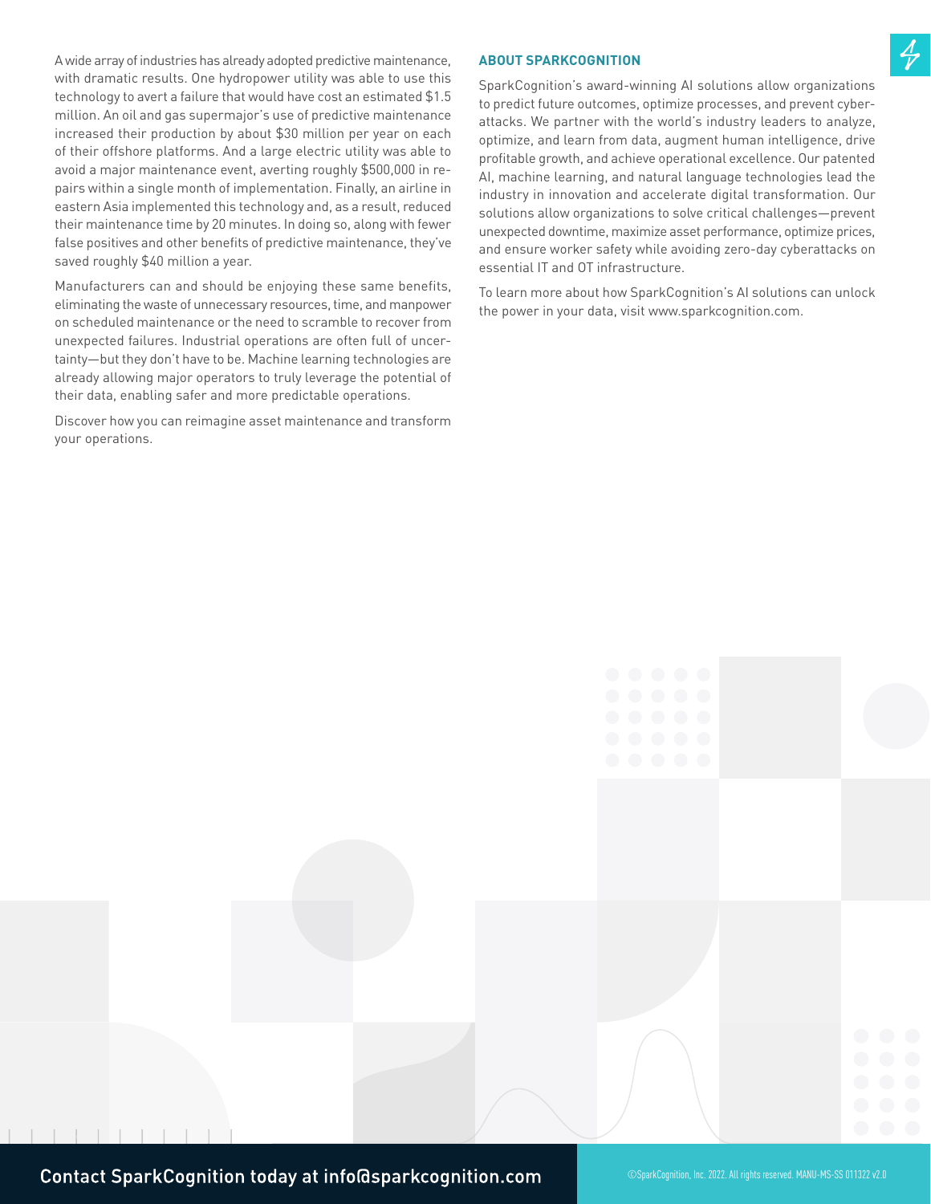A wide array of industries has already adopted predictive maintenance, with dramatic results. One hydropower utility was able to use this technology to avert a failure that would have cost an estimated $1.5 million. An oil and gas supermajor's use of predictive maintenance increased their production by about $30 million per year on each of their offshore platforms. And a large electric utility was able to avoid a major maintenance event, averting roughly $500,000 in repairs within a single month of implementation. Finally, an airline in eastern Asia implemented this technology and, as a result, reduced their maintenance time by 20 minutes. In doing so, along with fewer false positives and other benefits of predictive maintenance, they've saved roughly $40 million a year.

Manufacturers can and should be enjoying these same benefits, eliminating the waste of unnecessary resources, time, and manpower on scheduled maintenance or the need to scramble to recover from unexpected failures. Industrial operations are often full of uncertainty—but they don't have to be. Machine learning technologies are already allowing major operators to truly leverage the potential of their data, enabling safer and more predictable operations.

Discover how you can reimagine asset maintenance and transform your operations.

## ABOUT SPARKCOGNITION

SparkCognition's award-winning AI solutions allow organizations to predict future outcomes, optimize processes, and prevent cyberattacks. We partner with the world's industry leaders to analyze, optimize, and learn from data, augment human intelligence, drive profitable growth, and achieve operational excellence. Our patented AI, machine learning, and natural language technologies lead the industry in innovation and accelerate digital transformation. Our solutions allow organizations to solve critical challenges—prevent unexpected downtime, maximize asset performance, optimize prices, and ensure worker safety while avoiding zero-day cyberattacks on essential IT and OT infrastructure.

To learn more about how SparkCognition's AI solutions can unlock the power in your data, visit www.sparkcognition.com.

**Contact SparkCognition today at info@sparkcognition.com**

©SparkCognition, Inc. 2022. All rights reserved. MANU-MS-SS 011322 v2.0